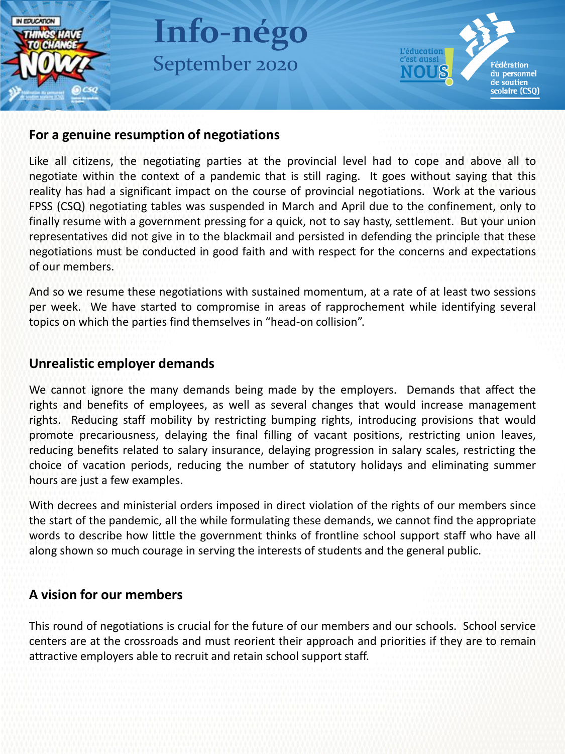# Info-négo
September 2020

## For a genuine resumption of negotiations

Like all citizens, the negotiating parties at the provincial level had to cope and above all to negotiate within the context of a pandemic that is still raging. It goes without saying that this reality has had a significant impact on the course of provincial negotiations. Work at the various FPSS (CSQ) negotiating tables was suspended in March and April due to the confinement, only to finally resume with a government pressing for a quick, not to say hasty, settlement. But your union representatives did not give in to the blackmail and persisted in defending the principle that these negotiations must be conducted in good faith and with respect for the concerns and expectations of our members.

And so we resume these negotiations with sustained momentum, at a rate of at least two sessions per week. We have started to compromise in areas of rapprochement while identifying several topics on which the parties find themselves in "head-on collision".

## Unrealistic employer demands

We cannot ignore the many demands being made by the employers. Demands that affect the rights and benefits of employees, as well as several changes that would increase management rights. Reducing staff mobility by restricting bumping rights, introducing provisions that would promote precariousness, delaying the final filling of vacant positions, restricting union leaves, reducing benefits related to salary insurance, delaying progression in salary scales, restricting the choice of vacation periods, reducing the number of statutory holidays and eliminating summer hours are just a few examples.

With decrees and ministerial orders imposed in direct violation of the rights of our members since the start of the pandemic, all the while formulating these demands, we cannot find the appropriate words to describe how little the government thinks of frontline school support staff who have all along shown so much courage in serving the interests of students and the general public.

## A vision for our members

This round of negotiations is crucial for the future of our members and our schools. School service centers are at the crossroads and must reorient their approach and priorities if they are to remain attractive employers able to recruit and retain school support staff.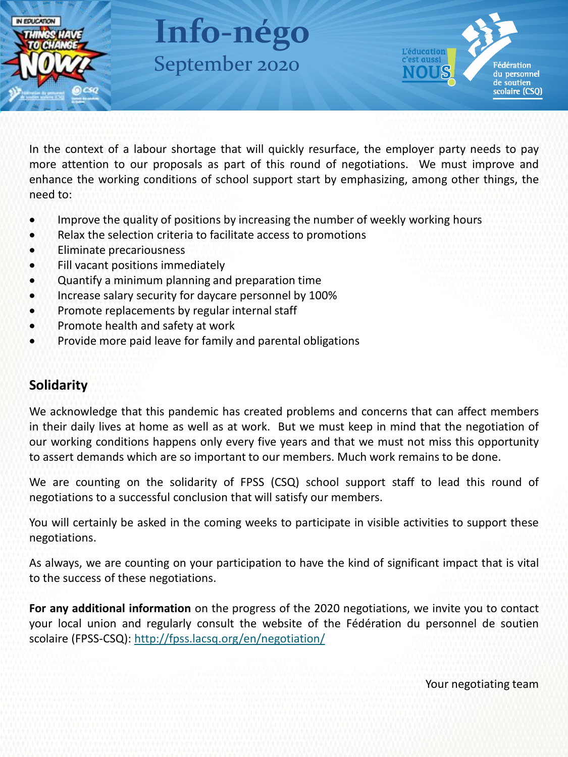# Info-négo

## September 2020

In the context of a labour shortage that will quickly resurface, the employer party needs to pay more attention to our proposals as part of this round of negotiations. We must improve and enhance the working conditions of school support start by emphasizing, among other things, the need to:

- Improve the quality of positions by increasing the number of weekly working hours
- Relax the selection criteria to facilitate access to promotions
- Eliminate precariousness
- Fill vacant positions immediately
- Quantify a minimum planning and preparation time
- Increase salary security for daycare personnel by 100%
- Promote replacements by regular internal staff
- Promote health and safety at work
- Provide more paid leave for family and parental obligations

## Solidarity

We acknowledge that this pandemic has created problems and concerns that can affect members in their daily lives at home as well as at work. But we must keep in mind that the negotiation of our working conditions happens only every five years and that we must not miss this opportunity to assert demands which are so important to our members. Much work remains to be done.

We are counting on the solidarity of FPSS (CSQ) school support staff to lead this round of negotiations to a successful conclusion that will satisfy our members.

You will certainly be asked in the coming weeks to participate in visible activities to support these negotiations.

As always, we are counting on your participation to have the kind of significant impact that is vital to the success of these negotiations.

**For any additional information** on the progress of the 2020 negotiations, we invite you to contact your local union and regularly consult the website of the Fédération du personnel de soutien scolaire (FPSS-CSQ): http://fpss.lacsq.org/en/negotiation/

Your negotiating team